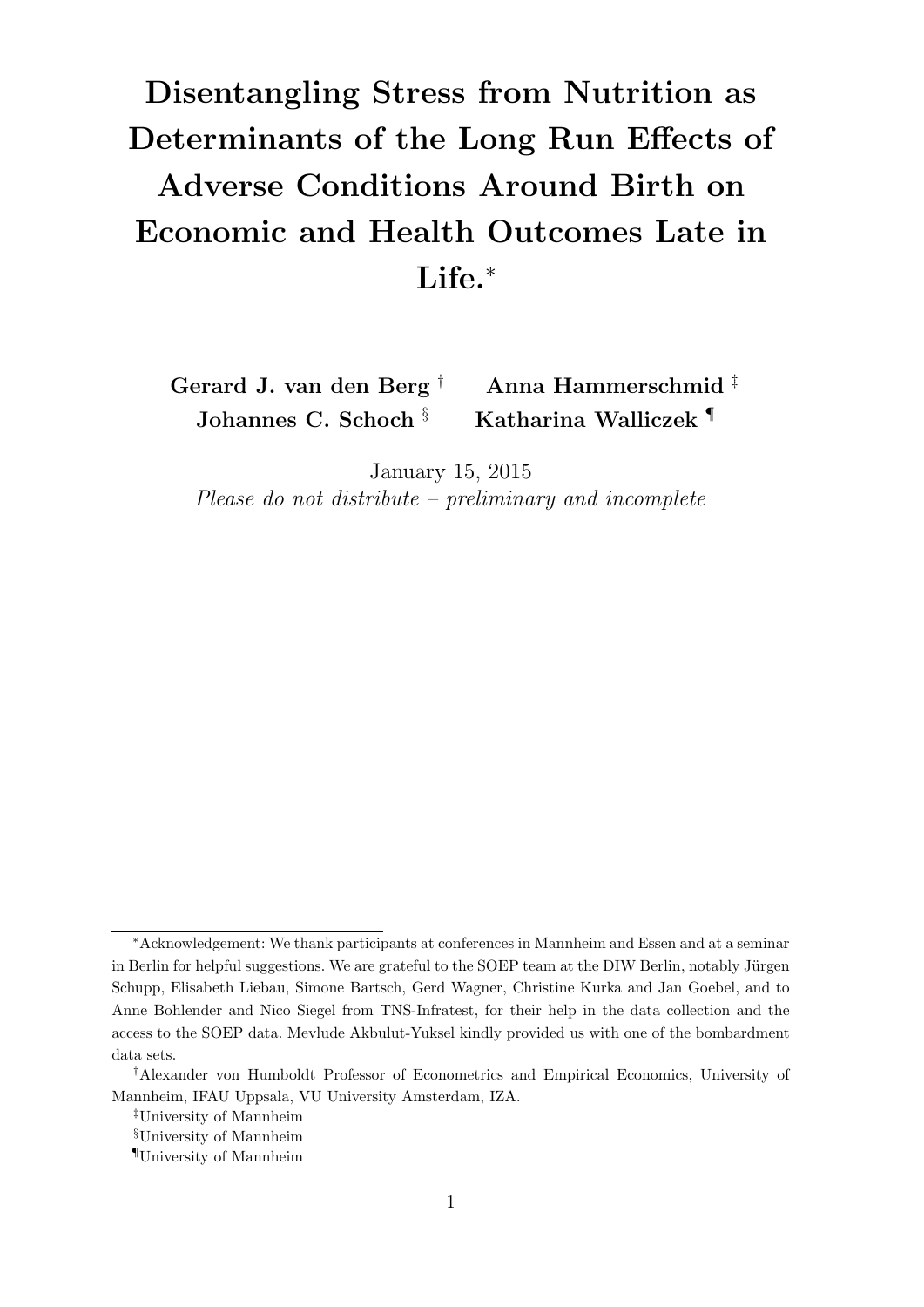# Disentangling Stress from Nutrition as Determinants of the Long Run Effects of Adverse Conditions Around Birth on Economic and Health Outcomes Late in Life.[*]

**Gerard J. van den Berg** [†] **Anna Hammerschmid** [‡] **Johannes C. Schoch** [§] **Katharina Walliczek** [¶]

January 15, 2015

*Please do not distribute – preliminary and incomplete*

---

[*]Acknowledgement: We thank participants at conferences in Mannheim and Essen and at a seminar in Berlin for helpful suggestions. We are grateful to the SOEP team at the DIW Berlin, notably Jürgen Schupp, Elisabeth Liebau, Simone Bartsch, Gerd Wagner, Christine Kurka and Jan Goebel, and to Anne Bohlender and Nico Siegel from TNS-Infratest, for their help in the data collection and the access to the SOEP data. Mevlude Akbulut-Yuksel kindly provided us with one of the bombardment data sets.

[†]Alexander von Humboldt Professor of Econometrics and Empirical Economics, University of Mannheim, IFAU Uppsala, VU University Amsterdam, IZA.

[‡]University of Mannheim

[§]University of Mannheim

[¶]University of Mannheim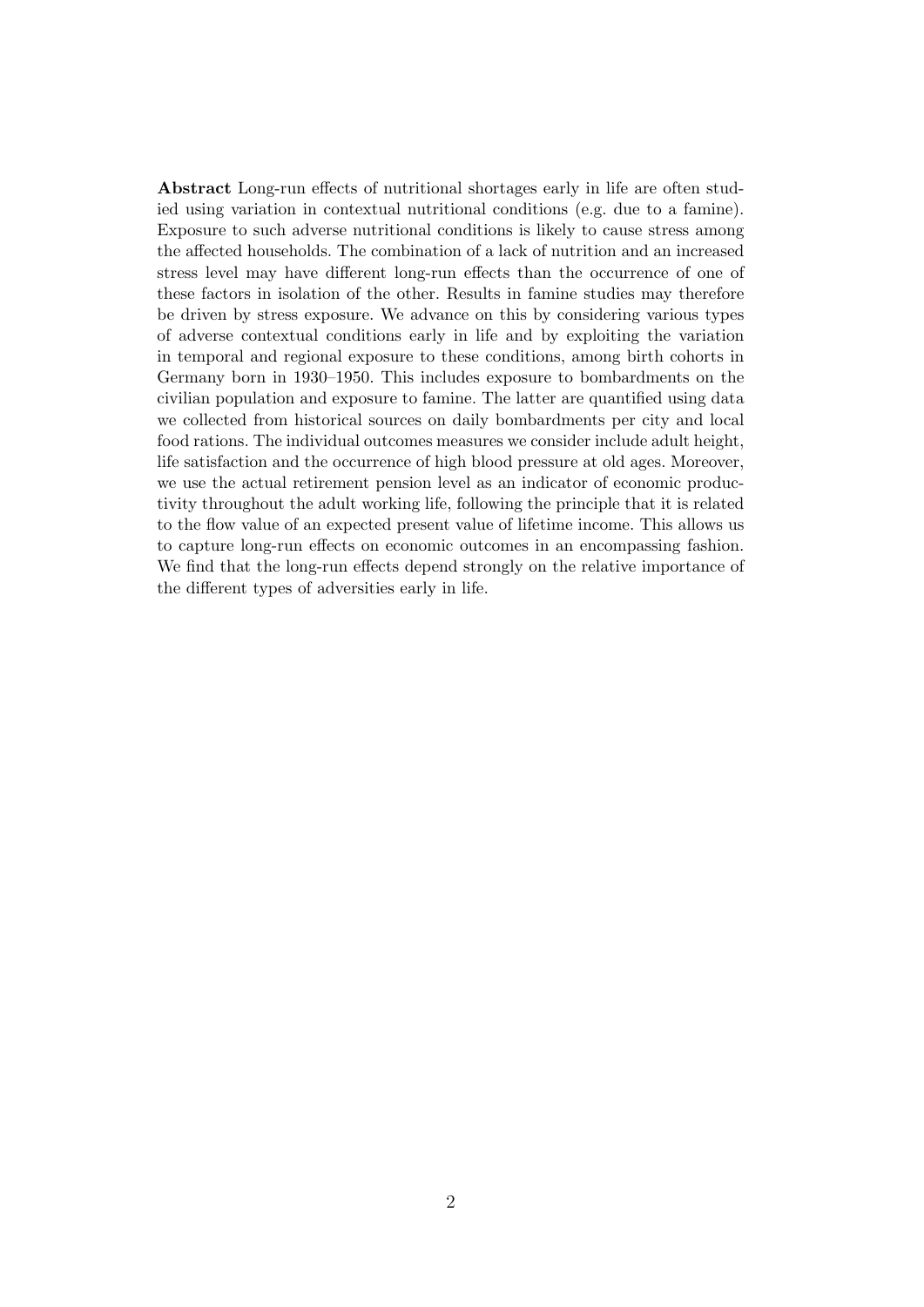**Abstract** Long-run effects of nutritional shortages early in life are often studied using variation in contextual nutritional conditions (e.g. due to a famine). Exposure to such adverse nutritional conditions is likely to cause stress among the affected households. The combination of a lack of nutrition and an increased stress level may have different long-run effects than the occurrence of one of these factors in isolation of the other. Results in famine studies may therefore be driven by stress exposure. We advance on this by considering various types of adverse contextual conditions early in life and by exploiting the variation in temporal and regional exposure to these conditions, among birth cohorts in Germany born in 1930–1950. This includes exposure to bombardments on the civilian population and exposure to famine. The latter are quantified using data we collected from historical sources on daily bombardments per city and local food rations. The individual outcomes measures we consider include adult height, life satisfaction and the occurrence of high blood pressure at old ages. Moreover, we use the actual retirement pension level as an indicator of economic productivity throughout the adult working life, following the principle that it is related to the flow value of an expected present value of lifetime income. This allows us to capture long-run effects on economic outcomes in an encompassing fashion. We find that the long-run effects depend strongly on the relative importance of the different types of adversities early in life.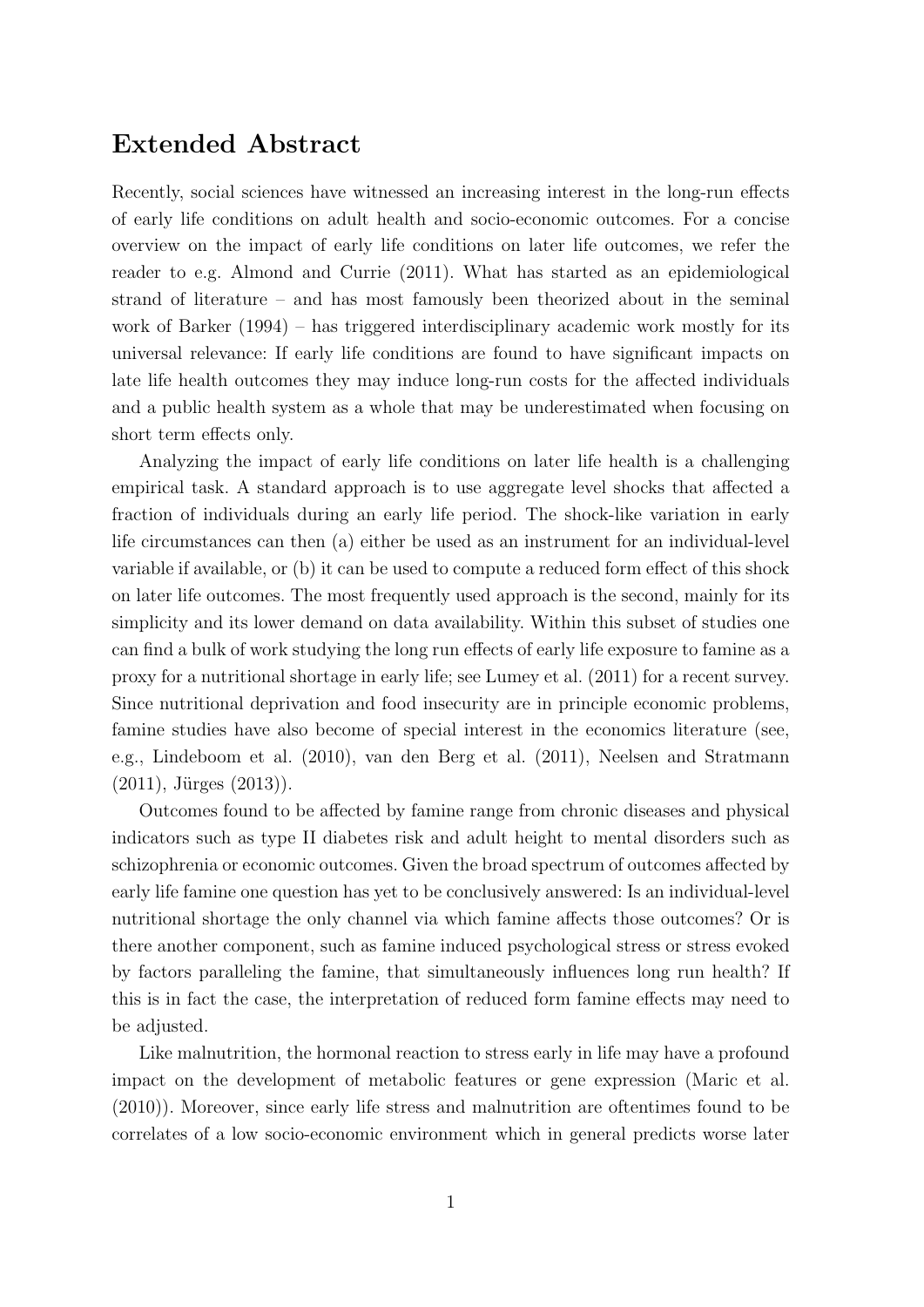## Extended Abstract

Recently, social sciences have witnessed an increasing interest in the long-run effects of early life conditions on adult health and socio-economic outcomes. For a concise overview on the impact of early life conditions on later life outcomes, we refer the reader to e.g. Almond and Currie (2011). What has started as an epidemiological strand of literature – and has most famously been theorized about in the seminal work of Barker (1994) – has triggered interdisciplinary academic work mostly for its universal relevance: If early life conditions are found to have significant impacts on late life health outcomes they may induce long-run costs for the affected individuals and a public health system as a whole that may be underestimated when focusing on short term effects only.

Analyzing the impact of early life conditions on later life health is a challenging empirical task. A standard approach is to use aggregate level shocks that affected a fraction of individuals during an early life period. The shock-like variation in early life circumstances can then (a) either be used as an instrument for an individual-level variable if available, or (b) it can be used to compute a reduced form effect of this shock on later life outcomes. The most frequently used approach is the second, mainly for its simplicity and its lower demand on data availability. Within this subset of studies one can find a bulk of work studying the long run effects of early life exposure to famine as a proxy for a nutritional shortage in early life; see Lumey et al. (2011) for a recent survey. Since nutritional deprivation and food insecurity are in principle economic problems, famine studies have also become of special interest in the economics literature (see, e.g., Lindeboom et al. (2010), van den Berg et al. (2011), Neelsen and Stratmann (2011), Jürges (2013)).

Outcomes found to be affected by famine range from chronic diseases and physical indicators such as type II diabetes risk and adult height to mental disorders such as schizophrenia or economic outcomes. Given the broad spectrum of outcomes affected by early life famine one question has yet to be conclusively answered: Is an individual-level nutritional shortage the only channel via which famine affects those outcomes? Or is there another component, such as famine induced psychological stress or stress evoked by factors paralleling the famine, that simultaneously influences long run health? If this is in fact the case, the interpretation of reduced form famine effects may need to be adjusted.

Like malnutrition, the hormonal reaction to stress early in life may have a profound impact on the development of metabolic features or gene expression (Maric et al. (2010)). Moreover, since early life stress and malnutrition are oftentimes found to be correlates of a low socio-economic environment which in general predicts worse later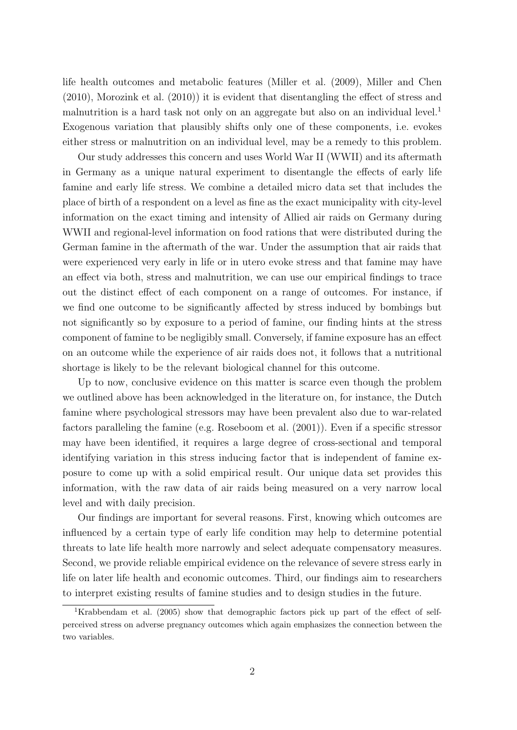life health outcomes and metabolic features (Miller et al. (2009), Miller and Chen (2010), Morozink et al. (2010)) it is evident that disentangling the effect of stress and malnutrition is a hard task not only on an aggregate but also on an individual level.[1] Exogenous variation that plausibly shifts only one of these components, i.e. evokes either stress or malnutrition on an individual level, may be a remedy to this problem.

Our study addresses this concern and uses World War II (WWII) and its aftermath in Germany as a unique natural experiment to disentangle the effects of early life famine and early life stress. We combine a detailed micro data set that includes the place of birth of a respondent on a level as fine as the exact municipality with city-level information on the exact timing and intensity of Allied air raids on Germany during WWII and regional-level information on food rations that were distributed during the German famine in the aftermath of the war. Under the assumption that air raids that were experienced very early in life or in utero evoke stress and that famine may have an effect via both, stress and malnutrition, we can use our empirical findings to trace out the distinct effect of each component on a range of outcomes. For instance, if we find one outcome to be significantly affected by stress induced by bombings but not significantly so by exposure to a period of famine, our finding hints at the stress component of famine to be negligibly small. Conversely, if famine exposure has an effect on an outcome while the experience of air raids does not, it follows that a nutritional shortage is likely to be the relevant biological channel for this outcome.

Up to now, conclusive evidence on this matter is scarce even though the problem we outlined above has been acknowledged in the literature on, for instance, the Dutch famine where psychological stressors may have been prevalent also due to war-related factors paralleling the famine (e.g. Roseboom et al. (2001)). Even if a specific stressor may have been identified, it requires a large degree of cross-sectional and temporal identifying variation in this stress inducing factor that is independent of famine exposure to come up with a solid empirical result. Our unique data set provides this information, with the raw data of air raids being measured on a very narrow local level and with daily precision.

Our findings are important for several reasons. First, knowing which outcomes are influenced by a certain type of early life condition may help to determine potential threats to late life health more narrowly and select adequate compensatory measures. Second, we provide reliable empirical evidence on the relevance of severe stress early in life on later life health and economic outcomes. Third, our findings aim to researchers to interpret existing results of famine studies and to design studies in the future.

[1] Krabbendam et al. (2005) show that demographic factors pick up part of the effect of self-perceived stress on adverse pregnancy outcomes which again emphasizes the connection between the two variables.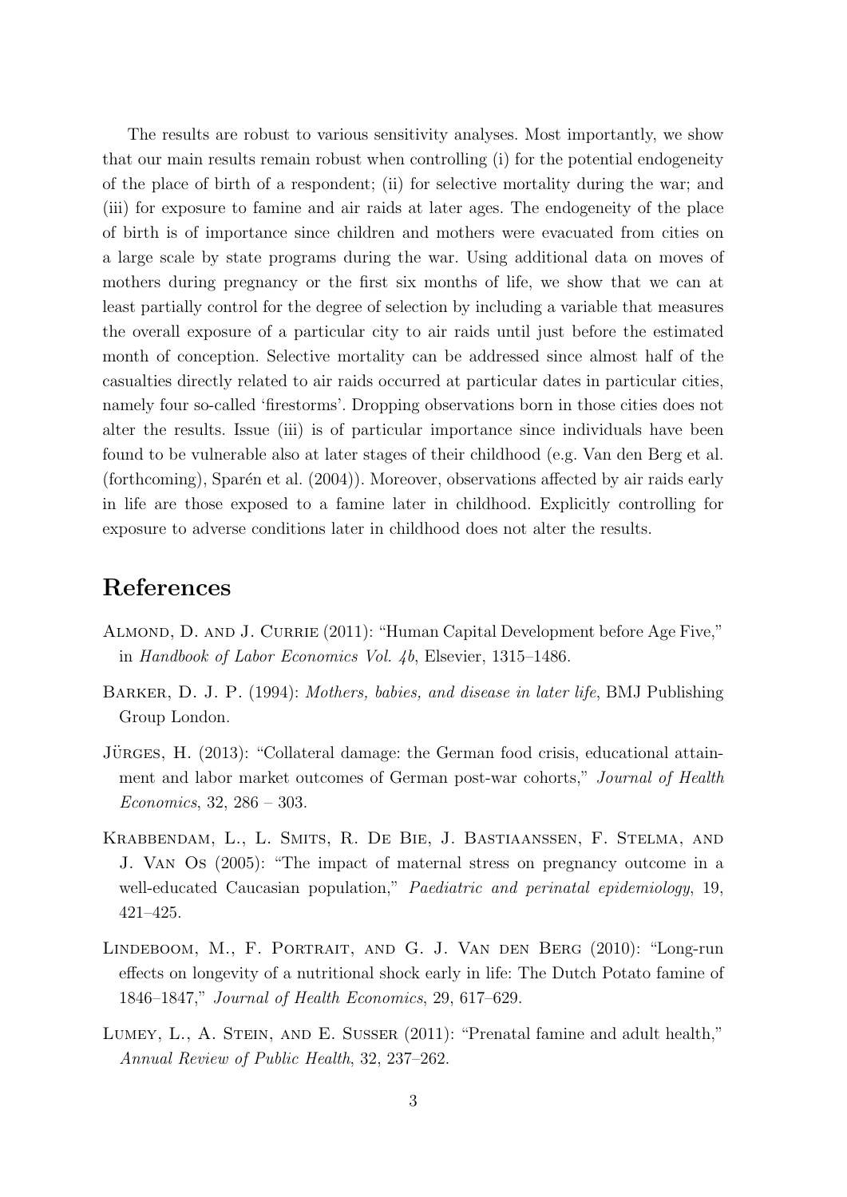The results are robust to various sensitivity analyses. Most importantly, we show that our main results remain robust when controlling (i) for the potential endogeneity of the place of birth of a respondent; (ii) for selective mortality during the war; and (iii) for exposure to famine and air raids at later ages. The endogeneity of the place of birth is of importance since children and mothers were evacuated from cities on a large scale by state programs during the war. Using additional data on moves of mothers during pregnancy or the first six months of life, we show that we can at least partially control for the degree of selection by including a variable that measures the overall exposure of a particular city to air raids until just before the estimated month of conception. Selective mortality can be addressed since almost half of the casualties directly related to air raids occurred at particular dates in particular cities, namely four so-called 'firestorms'. Dropping observations born in those cities does not alter the results. Issue (iii) is of particular importance since individuals have been found to be vulnerable also at later stages of their childhood (e.g. Van den Berg et al. (forthcoming), Sparén et al. (2004)). Moreover, observations affected by air raids early in life are those exposed to a famine later in childhood. Explicitly controlling for exposure to adverse conditions later in childhood does not alter the results.

# References

Almond, D. and J. Currie (2011): "Human Capital Development before Age Five," in *Handbook of Labor Economics Vol. 4b*, Elsevier, 1315–1486.

Barker, D. J. P. (1994): *Mothers, babies, and disease in later life*, BMJ Publishing Group London.

Jürges, H. (2013): "Collateral damage: the German food crisis, educational attainment and labor market outcomes of German post-war cohorts," *Journal of Health Economics*, 32, 286 – 303.

Krabbendam, L., L. Smits, R. De Bie, J. Bastiaanssen, F. Stelma, and J. Van Os (2005): "The impact of maternal stress on pregnancy outcome in a well-educated Caucasian population," *Paediatric and perinatal epidemiology*, 19, 421–425.

Lindeboom, M., F. Portrait, and G. J. Van den Berg (2010): "Long-run effects on longevity of a nutritional shock early in life: The Dutch Potato famine of 1846–1847," *Journal of Health Economics*, 29, 617–629.

Lumey, L., A. Stein, and E. Susser (2011): "Prenatal famine and adult health," *Annual Review of Public Health*, 32, 237–262.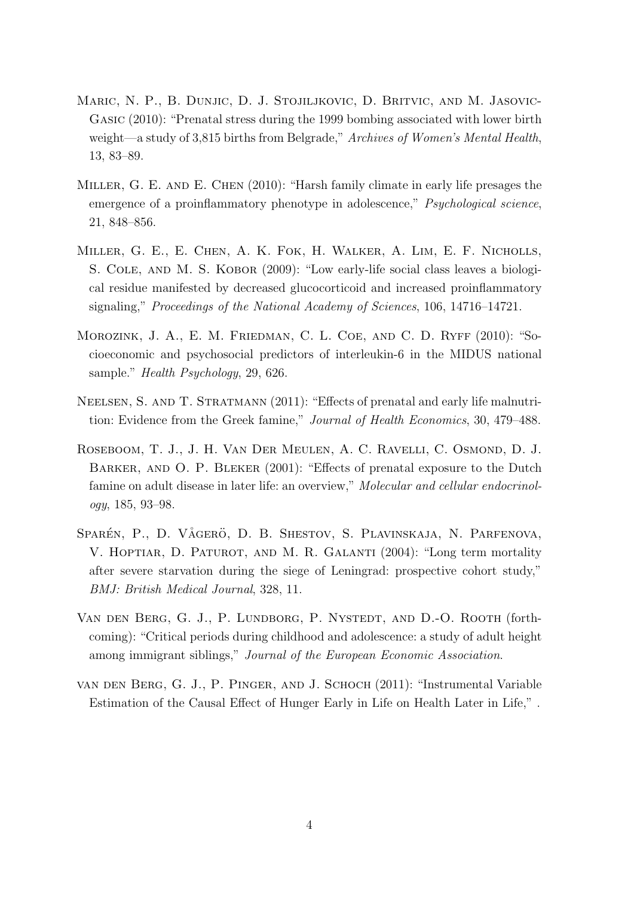Maric, N. P., B. Dunjic, D. J. Stojiljkovic, D. Britvic, and M. Jasovic-Gasic (2010): "Prenatal stress during the 1999 bombing associated with lower birth weight—a study of 3,815 births from Belgrade," *Archives of Women's Mental Health*, 13, 83–89.

Miller, G. E. and E. Chen (2010): "Harsh family climate in early life presages the emergence of a proinflammatory phenotype in adolescence," *Psychological science*, 21, 848–856.

Miller, G. E., E. Chen, A. K. Fok, H. Walker, A. Lim, E. F. Nicholls, S. Cole, and M. S. Kobor (2009): "Low early-life social class leaves a biological residue manifested by decreased glucocorticoid and increased proinflammatory signaling," *Proceedings of the National Academy of Sciences*, 106, 14716–14721.

Morozink, J. A., E. M. Friedman, C. L. Coe, and C. D. Ryff (2010): "Socioeconomic and psychosocial predictors of interleukin-6 in the MIDUS national sample." *Health Psychology*, 29, 626.

Neelsen, S. and T. Stratmann (2011): "Effects of prenatal and early life malnutrition: Evidence from the Greek famine," *Journal of Health Economics*, 30, 479–488.

Roseboom, T. J., J. H. Van Der Meulen, A. C. Ravelli, C. Osmond, D. J. Barker, and O. P. Bleker (2001): "Effects of prenatal exposure to the Dutch famine on adult disease in later life: an overview," *Molecular and cellular endocrinology*, 185, 93–98.

Sparén, P., D. Vågerö, D. B. Shestov, S. Plavinskaja, N. Parfenova, V. Hoptiar, D. Paturot, and M. R. Galanti (2004): "Long term mortality after severe starvation during the siege of Leningrad: prospective cohort study," *BMJ: British Medical Journal*, 328, 11.

Van den Berg, G. J., P. Lundborg, P. Nystedt, and D.-O. Rooth (forthcoming): "Critical periods during childhood and adolescence: a study of adult height among immigrant siblings," *Journal of the European Economic Association*.

van den Berg, G. J., P. Pinger, and J. Schoch (2011): "Instrumental Variable Estimation of the Causal Effect of Hunger Early in Life on Health Later in Life," .